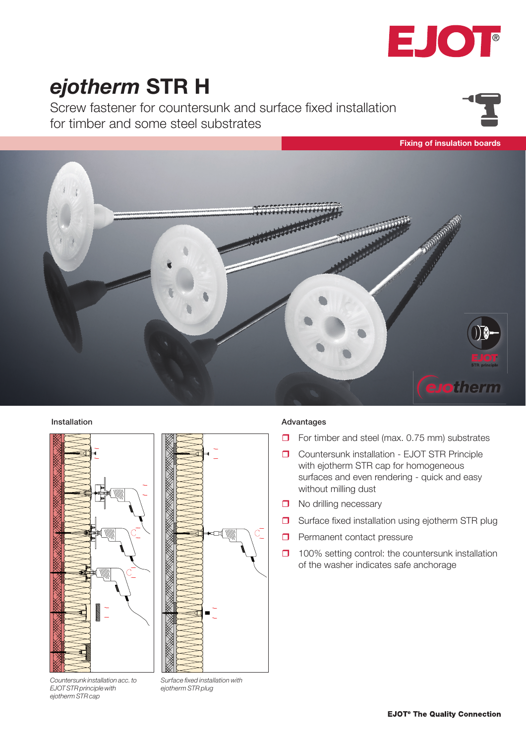# *ejotherm* STR H

Screw fastener for countersunk and surface fixed installation for timber and some steel substrates

**Fixing of insulation boards**

## Installation

*Countersunk installation acc. to EJOT STR principle with ejotherm STR cap*

*Surface fixed installation with ejotherm STR plug*

## Advantages

- For timber and steel (max. 0.75 mm) substrates
- Countersunk installation - EJOT STR Principle with ejotherm STR cap for homogeneous surfaces and even rendering - quick and easy without milling dust
- No drilling necessary
- Surface fixed installation using ejotherm STR plug
- Permanent contact pressure
- 100% setting control: the countersunk installation of the washer indicates safe anchorage

**EJOT® The Quality Connection**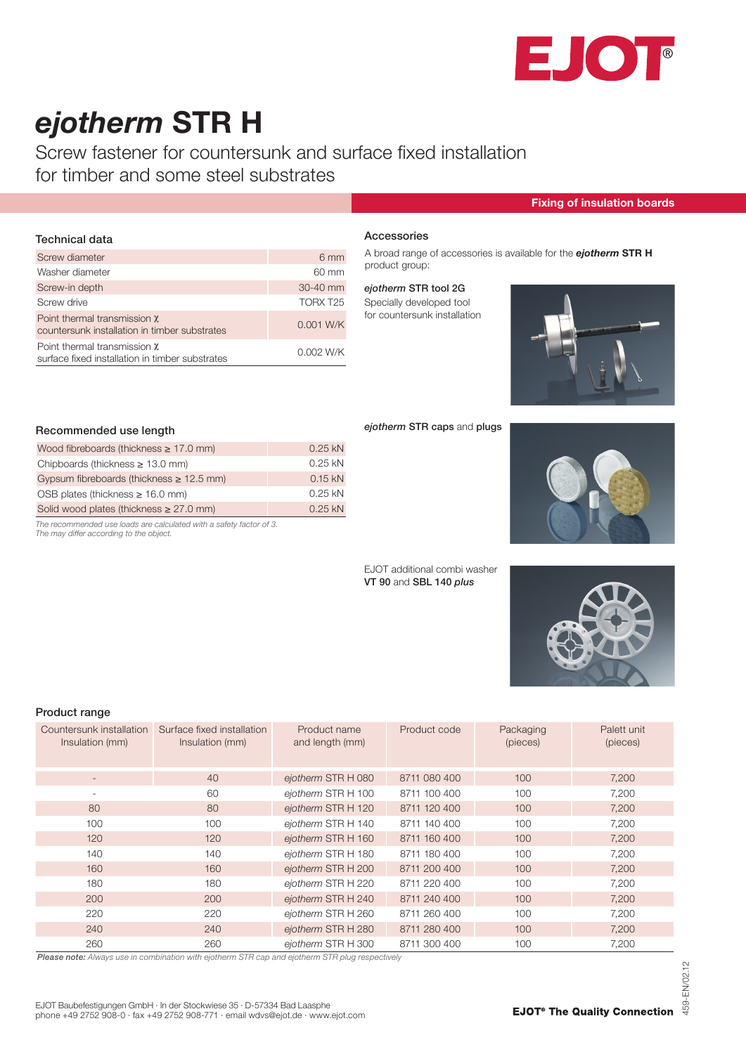# *ejotherm* STR H

Screw fastener for countersunk and surface fixed installation for timber and some steel substrates

**Fixing of insulation boards**

### Technical data

| | |
|---|---|
| Screw diameter | 6 mm |
| Washer diameter | 60 mm |
| Screw-in depth | 30-40 mm |
| Screw drive | TORX T25 |
| Point thermal transmission χ countersunk installation in timber substrates | 0.001 W/K |
| Point thermal transmission χ surface fixed installation in timber substrates | 0.002 W/K |

### Recommended use length

| | |
|---|---|
| Wood fibreboards (thickness ≥ 17.0 mm) | 0.25 kN |
| Chipboards (thickness ≥ 13.0 mm) | 0.25 kN |
| Gypsum fibreboards (thickness ≥ 12.5 mm) | 0.15 kN |
| OSB plates (thickness ≥ 16.0 mm) | 0.25 kN |
| Solid wood plates (thickness ≥ 27.0 mm) | 0.25 kN |

*The recommended use loads are calculated with a safety factor of 3. The may differ according to the object.*

### Accessories

A broad range of accessories is available for the ***ejotherm* STR H** product group:

***ejotherm* STR tool 2G**
Specially developed tool for countersunk installation

***ejotherm* STR caps** and **plugs**

EJOT additional combi washer
**VT 90** and **SBL 140 *plus***

### Product range

| Countersunk installation Insulation (mm) | Surface fixed installation Insulation (mm) | Product name and length (mm) | Product code | Packaging (pieces) | Palett unit (pieces) |
|---|---|---|---|---|---|
| - | 40 | *ejotherm* STR H 080 | 8711 080 400 | 100 | 7,200 |
| - | 60 | *ejotherm* STR H 100 | 8711 100 400 | 100 | 7,200 |
| 80 | 80 | *ejotherm* STR H 120 | 8711 120 400 | 100 | 7,200 |
| 100 | 100 | *ejotherm* STR H 140 | 8711 140 400 | 100 | 7,200 |
| 120 | 120 | *ejotherm* STR H 160 | 8711 160 400 | 100 | 7,200 |
| 140 | 140 | *ejotherm* STR H 180 | 8711 180 400 | 100 | 7,200 |
| 160 | 160 | *ejotherm* STR H 200 | 8711 200 400 | 100 | 7,200 |
| 180 | 180 | *ejotherm* STR H 220 | 8711 220 400 | 100 | 7,200 |
| 200 | 200 | *ejotherm* STR H 240 | 8711 240 400 | 100 | 7,200 |
| 220 | 220 | *ejotherm* STR H 260 | 8711 260 400 | 100 | 7,200 |
| 240 | 240 | *ejotherm* STR H 280 | 8711 280 400 | 100 | 7,200 |
| 260 | 260 | *ejotherm* STR H 300 | 8711 300 400 | 100 | 7,200 |

***Please note:*** *Always use in combination with ejotherm STR cap and ejotherm STR plug respectively*

EJOT Baubefestigungen GmbH · In der Stockwiese 35 · D-57334 Bad Laasphe
phone +49 2752 908-0 · fax +49 2752 908-771 · email wdvs@ejot.de · www.ejot.com

**EJOT® The Quality Connection**

459-EN/02.12